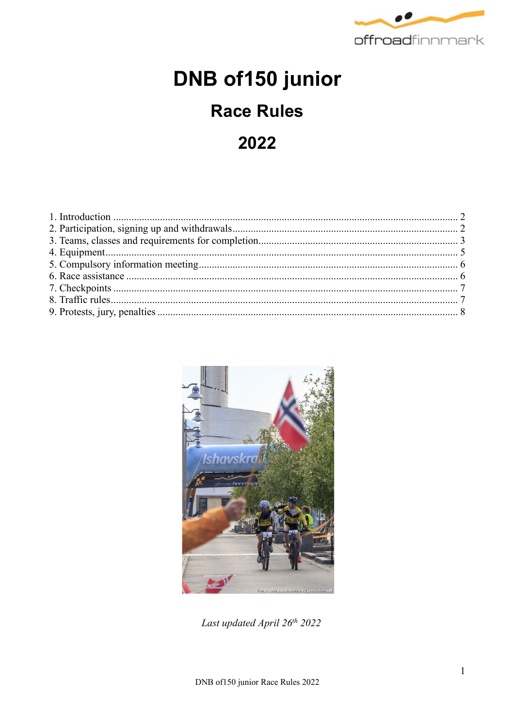# DNB of150 junior

## Race Rules

## 2022

1. Introduction .................................................................................................................... 2
2. Participation, signing up and withdrawals....................................................................... 2
3. Teams, classes and requirements for completion............................................................ 3
4. Equipment....................................................................................................................... 5
5. Compulsory information meeting.................................................................................. 6
6. Race assistance ............................................................................................................... 6
7. Checkpoints .................................................................................................................... 7
8. Traffic rules..................................................................................................................... 7
9. Protests, jury, penalties ................................................................................................... 8

*Last updated April 26th 2022*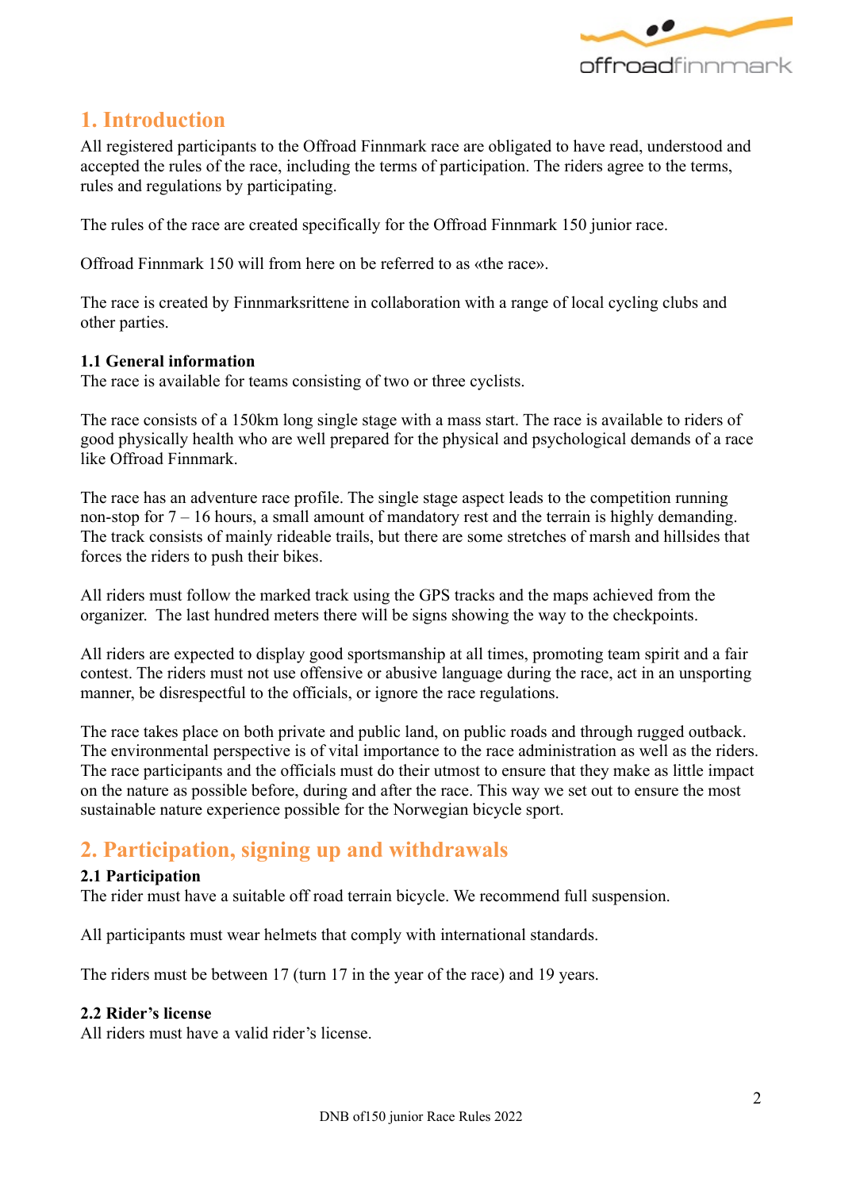## 1. Introduction

All registered participants to the Offroad Finnmark race are obligated to have read, understood and accepted the rules of the race, including the terms of participation. The riders agree to the terms, rules and regulations by participating.

The rules of the race are created specifically for the Offroad Finnmark 150 junior race.

Offroad Finnmark 150 will from here on be referred to as «the race».

The race is created by Finnmarksrittene in collaboration with a range of local cycling clubs and other parties.

### 1.1 General information

The race is available for teams consisting of two or three cyclists.

The race consists of a 150km long single stage with a mass start. The race is available to riders of good physically health who are well prepared for the physical and psychological demands of a race like Offroad Finnmark.

The race has an adventure race profile. The single stage aspect leads to the competition running non-stop for 7 – 16 hours, a small amount of mandatory rest and the terrain is highly demanding. The track consists of mainly rideable trails, but there are some stretches of marsh and hillsides that forces the riders to push their bikes.

All riders must follow the marked track using the GPS tracks and the maps achieved from the organizer. The last hundred meters there will be signs showing the way to the checkpoints.

All riders are expected to display good sportsmanship at all times, promoting team spirit and a fair contest. The riders must not use offensive or abusive language during the race, act in an unsporting manner, be disrespectful to the officials, or ignore the race regulations.

The race takes place on both private and public land, on public roads and through rugged outback. The environmental perspective is of vital importance to the race administration as well as the riders. The race participants and the officials must do their utmost to ensure that they make as little impact on the nature as possible before, during and after the race. This way we set out to ensure the most sustainable nature experience possible for the Norwegian bicycle sport.

## 2. Participation, signing up and withdrawals

### 2.1 Participation

The rider must have a suitable off road terrain bicycle. We recommend full suspension.

All participants must wear helmets that comply with international standards.

The riders must be between 17 (turn 17 in the year of the race) and 19 years.

### 2.2 Rider's license

All riders must have a valid rider's license.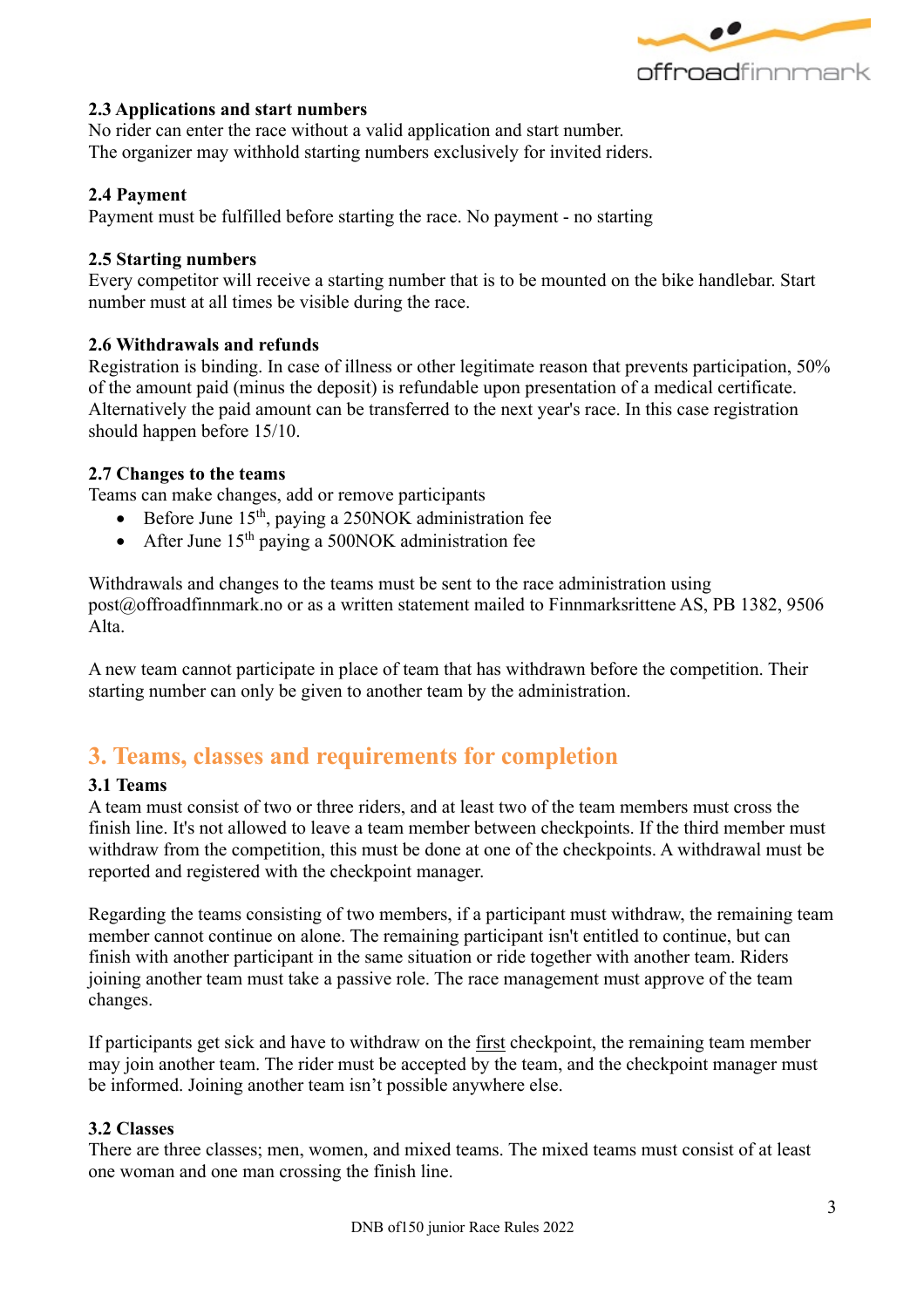### 2.3 Applications and start numbers

No rider can enter the race without a valid application and start number.
The organizer may withhold starting numbers exclusively for invited riders.

### 2.4 Payment

Payment must be fulfilled before starting the race. No payment - no starting

### 2.5 Starting numbers

Every competitor will receive a starting number that is to be mounted on the bike handlebar. Start number must at all times be visible during the race.

### 2.6 Withdrawals and refunds

Registration is binding. In case of illness or other legitimate reason that prevents participation, 50% of the amount paid (minus the deposit) is refundable upon presentation of a medical certificate. Alternatively the paid amount can be transferred to the next year's race. In this case registration should happen before 15/10.

### 2.7 Changes to the teams

Teams can make changes, add or remove participants

- Before June 15th, paying a 250NOK administration fee
- After June 15th paying a 500NOK administration fee

Withdrawals and changes to the teams must be sent to the race administration using post@offroadfinnmark.no or as a written statement mailed to Finnmarksrittene AS, PB 1382, 9506 Alta.

A new team cannot participate in place of team that has withdrawn before the competition. Their starting number can only be given to another team by the administration.

## 3. Teams, classes and requirements for completion

### 3.1 Teams

A team must consist of two or three riders, and at least two of the team members must cross the finish line. It's not allowed to leave a team member between checkpoints. If the third member must withdraw from the competition, this must be done at one of the checkpoints. A withdrawal must be reported and registered with the checkpoint manager.

Regarding the teams consisting of two members, if a participant must withdraw, the remaining team member cannot continue on alone. The remaining participant isn't entitled to continue, but can finish with another participant in the same situation or ride together with another team. Riders joining another team must take a passive role. The race management must approve of the team changes.

If participants get sick and have to withdraw on the first checkpoint, the remaining team member may join another team. The rider must be accepted by the team, and the checkpoint manager must be informed. Joining another team isn't possible anywhere else.

### 3.2 Classes

There are three classes; men, women, and mixed teams. The mixed teams must consist of at least one woman and one man crossing the finish line.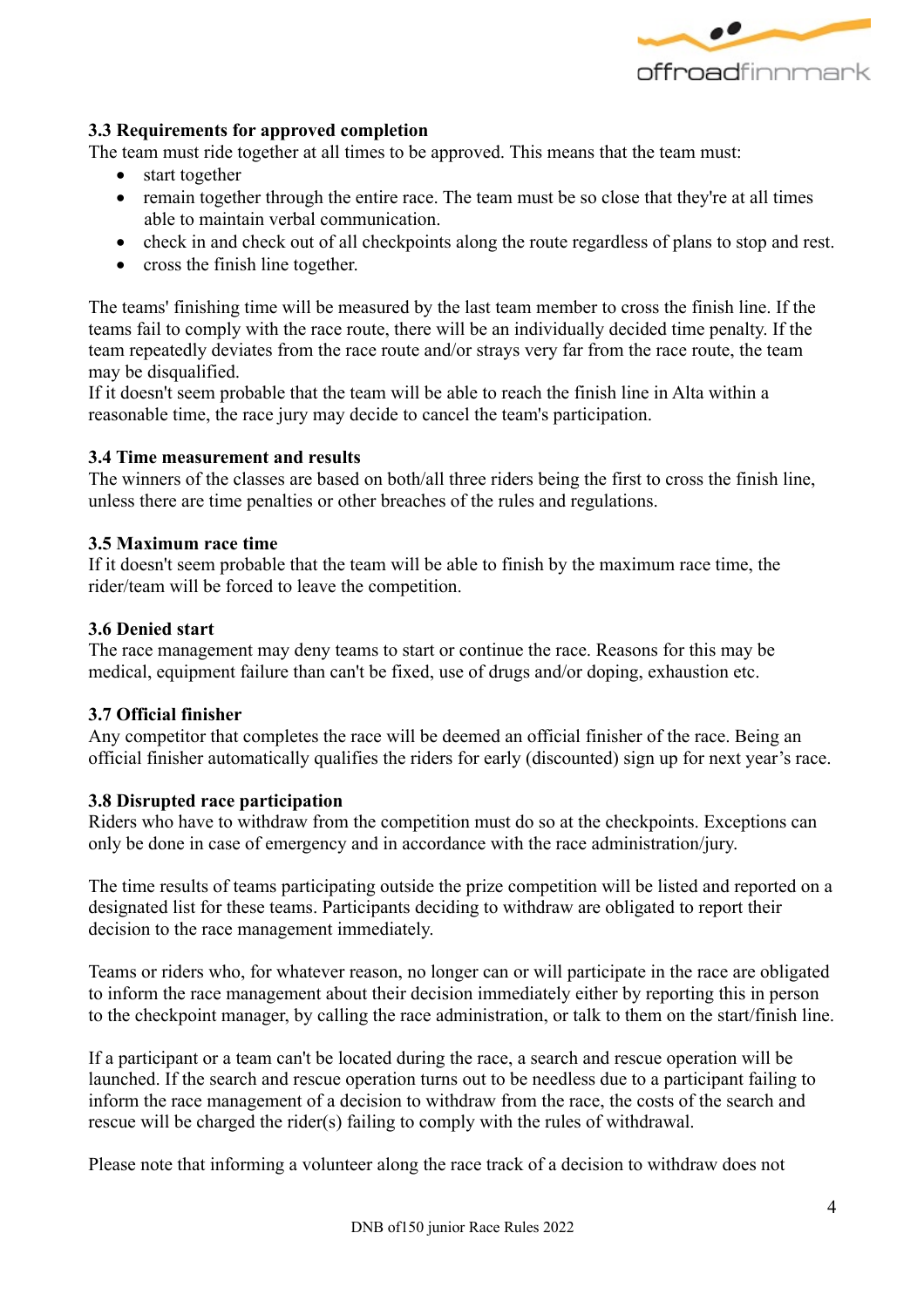### 3.3 Requirements for approved completion

The team must ride together at all times to be approved. This means that the team must:

- start together
- remain together through the entire race. The team must be so close that they're at all times able to maintain verbal communication.
- check in and check out of all checkpoints along the route regardless of plans to stop and rest.
- cross the finish line together.

The teams' finishing time will be measured by the last team member to cross the finish line. If the teams fail to comply with the race route, there will be an individually decided time penalty. If the team repeatedly deviates from the race route and/or strays very far from the race route, the team may be disqualified.
If it doesn't seem probable that the team will be able to reach the finish line in Alta within a reasonable time, the race jury may decide to cancel the team's participation.

### 3.4 Time measurement and results

The winners of the classes are based on both/all three riders being the first to cross the finish line, unless there are time penalties or other breaches of the rules and regulations.

### 3.5 Maximum race time

If it doesn't seem probable that the team will be able to finish by the maximum race time, the rider/team will be forced to leave the competition.

### 3.6 Denied start

The race management may deny teams to start or continue the race. Reasons for this may be medical, equipment failure than can't be fixed, use of drugs and/or doping, exhaustion etc.

### 3.7 Official finisher

Any competitor that completes the race will be deemed an official finisher of the race. Being an official finisher automatically qualifies the riders for early (discounted) sign up for next year's race.

### 3.8 Disrupted race participation

Riders who have to withdraw from the competition must do so at the checkpoints. Exceptions can only be done in case of emergency and in accordance with the race administration/jury.

The time results of teams participating outside the prize competition will be listed and reported on a designated list for these teams. Participants deciding to withdraw are obligated to report their decision to the race management immediately.

Teams or riders who, for whatever reason, no longer can or will participate in the race are obligated to inform the race management about their decision immediately either by reporting this in person to the checkpoint manager, by calling the race administration, or talk to them on the start/finish line.

If a participant or a team can't be located during the race, a search and rescue operation will be launched. If the search and rescue operation turns out to be needless due to a participant failing to inform the race management of a decision to withdraw from the race, the costs of the search and rescue will be charged the rider(s) failing to comply with the rules of withdrawal.

Please note that informing a volunteer along the race track of a decision to withdraw does not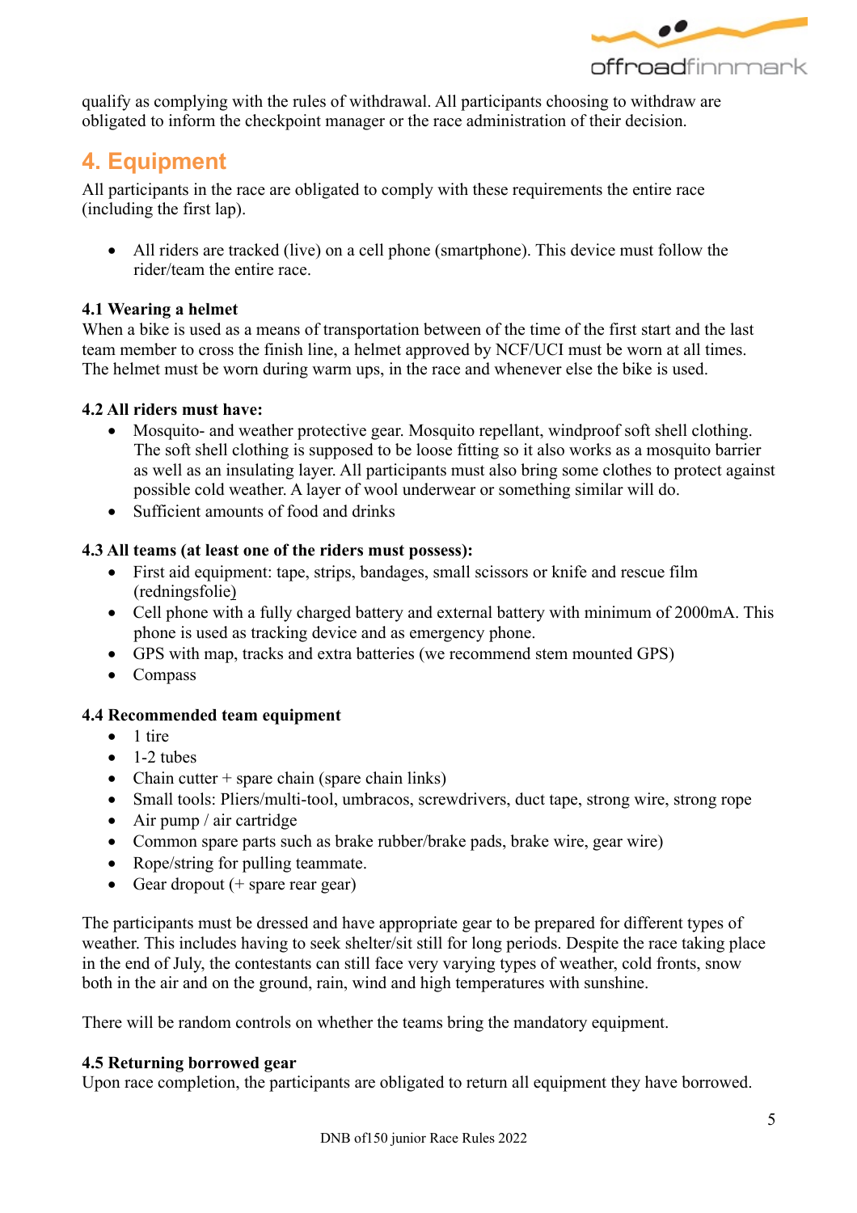qualify as complying with the rules of withdrawal. All participants choosing to withdraw are obligated to inform the checkpoint manager or the race administration of their decision.

## 4. Equipment

All participants in the race are obligated to comply with these requirements the entire race (including the first lap).

- All riders are tracked (live) on a cell phone (smartphone). This device must follow the rider/team the entire race.

### 4.1 Wearing a helmet

When a bike is used as a means of transportation between of the time of the first start and the last team member to cross the finish line, a helmet approved by NCF/UCI must be worn at all times. The helmet must be worn during warm ups, in the race and whenever else the bike is used.

### 4.2 All riders must have:

- Mosquito- and weather protective gear. Mosquito repellant, windproof soft shell clothing. The soft shell clothing is supposed to be loose fitting so it also works as a mosquito barrier as well as an insulating layer. All participants must also bring some clothes to protect against possible cold weather. A layer of wool underwear or something similar will do.
- Sufficient amounts of food and drinks

### 4.3 All teams (at least one of the riders must possess):

- First aid equipment: tape, strips, bandages, small scissors or knife and rescue film (redningsfolie)
- Cell phone with a fully charged battery and external battery with minimum of 2000mA. This phone is used as tracking device and as emergency phone.
- GPS with map, tracks and extra batteries (we recommend stem mounted GPS)
- Compass

### 4.4 Recommended team equipment

- 1 tire
- 1-2 tubes
- Chain cutter + spare chain (spare chain links)
- Small tools: Pliers/multi-tool, umbracos, screwdrivers, duct tape, strong wire, strong rope
- Air pump / air cartridge
- Common spare parts such as brake rubber/brake pads, brake wire, gear wire)
- Rope/string for pulling teammate.
- Gear dropout (+ spare rear gear)

The participants must be dressed and have appropriate gear to be prepared for different types of weather. This includes having to seek shelter/sit still for long periods. Despite the race taking place in the end of July, the contestants can still face very varying types of weather, cold fronts, snow both in the air and on the ground, rain, wind and high temperatures with sunshine.

There will be random controls on whether the teams bring the mandatory equipment.

### 4.5 Returning borrowed gear

Upon race completion, the participants are obligated to return all equipment they have borrowed.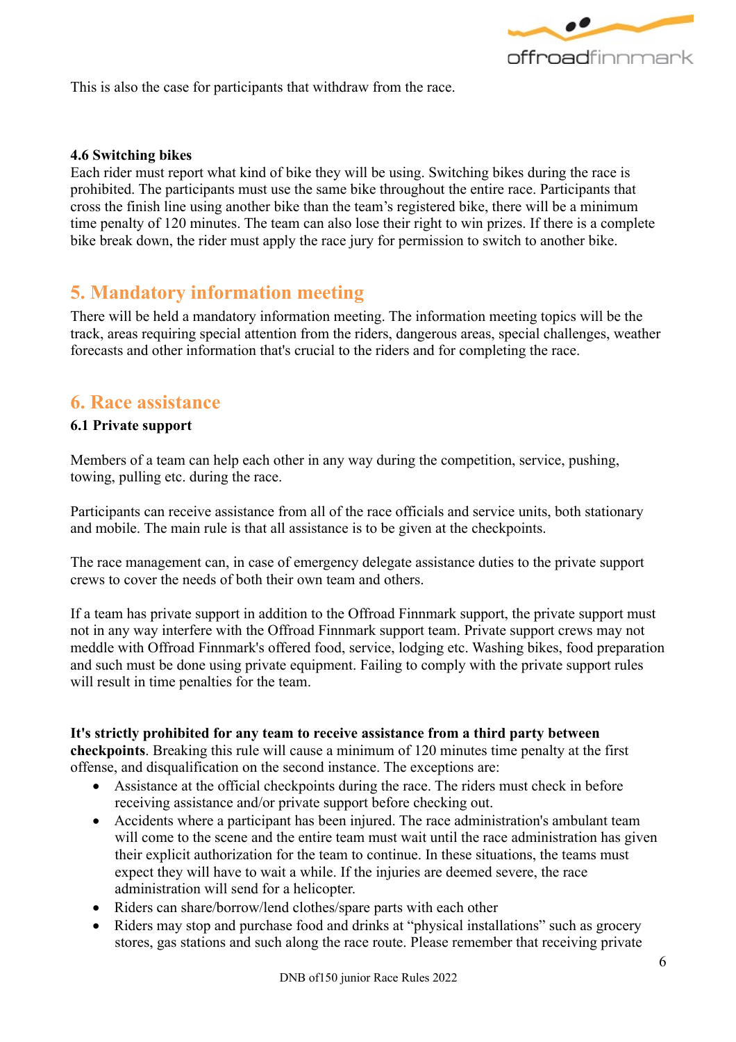This is also the case for participants that withdraw from the race.

**4.6 Switching bikes**

Each rider must report what kind of bike they will be using. Switching bikes during the race is prohibited. The participants must use the same bike throughout the entire race. Participants that cross the finish line using another bike than the team's registered bike, there will be a minimum time penalty of 120 minutes. The team can also lose their right to win prizes. If there is a complete bike break down, the rider must apply the race jury for permission to switch to another bike.

## 5. Mandatory information meeting

There will be held a mandatory information meeting. The information meeting topics will be the track, areas requiring special attention from the riders, dangerous areas, special challenges, weather forecasts and other information that's crucial to the riders and for completing the race.

## 6. Race assistance

### 6.1 Private support

Members of a team can help each other in any way during the competition, service, pushing, towing, pulling etc. during the race.

Participants can receive assistance from all of the race officials and service units, both stationary and mobile. The main rule is that all assistance is to be given at the checkpoints.

The race management can, in case of emergency delegate assistance duties to the private support crews to cover the needs of both their own team and others.

If a team has private support in addition to the Offroad Finnmark support, the private support must not in any way interfere with the Offroad Finnmark support team. Private support crews may not meddle with Offroad Finnmark's offered food, service, lodging etc. Washing bikes, food preparation and such must be done using private equipment. Failing to comply with the private support rules will result in time penalties for the team.

**It's strictly prohibited for any team to receive assistance from a third party between checkpoints**. Breaking this rule will cause a minimum of 120 minutes time penalty at the first offense, and disqualification on the second instance. The exceptions are:

- Assistance at the official checkpoints during the race. The riders must check in before receiving assistance and/or private support before checking out.
- Accidents where a participant has been injured. The race administration's ambulant team will come to the scene and the entire team must wait until the race administration has given their explicit authorization for the team to continue. In these situations, the teams must expect they will have to wait a while. If the injuries are deemed severe, the race administration will send for a helicopter.
- Riders can share/borrow/lend clothes/spare parts with each other
- Riders may stop and purchase food and drinks at "physical installations" such as grocery stores, gas stations and such along the race route. Please remember that receiving private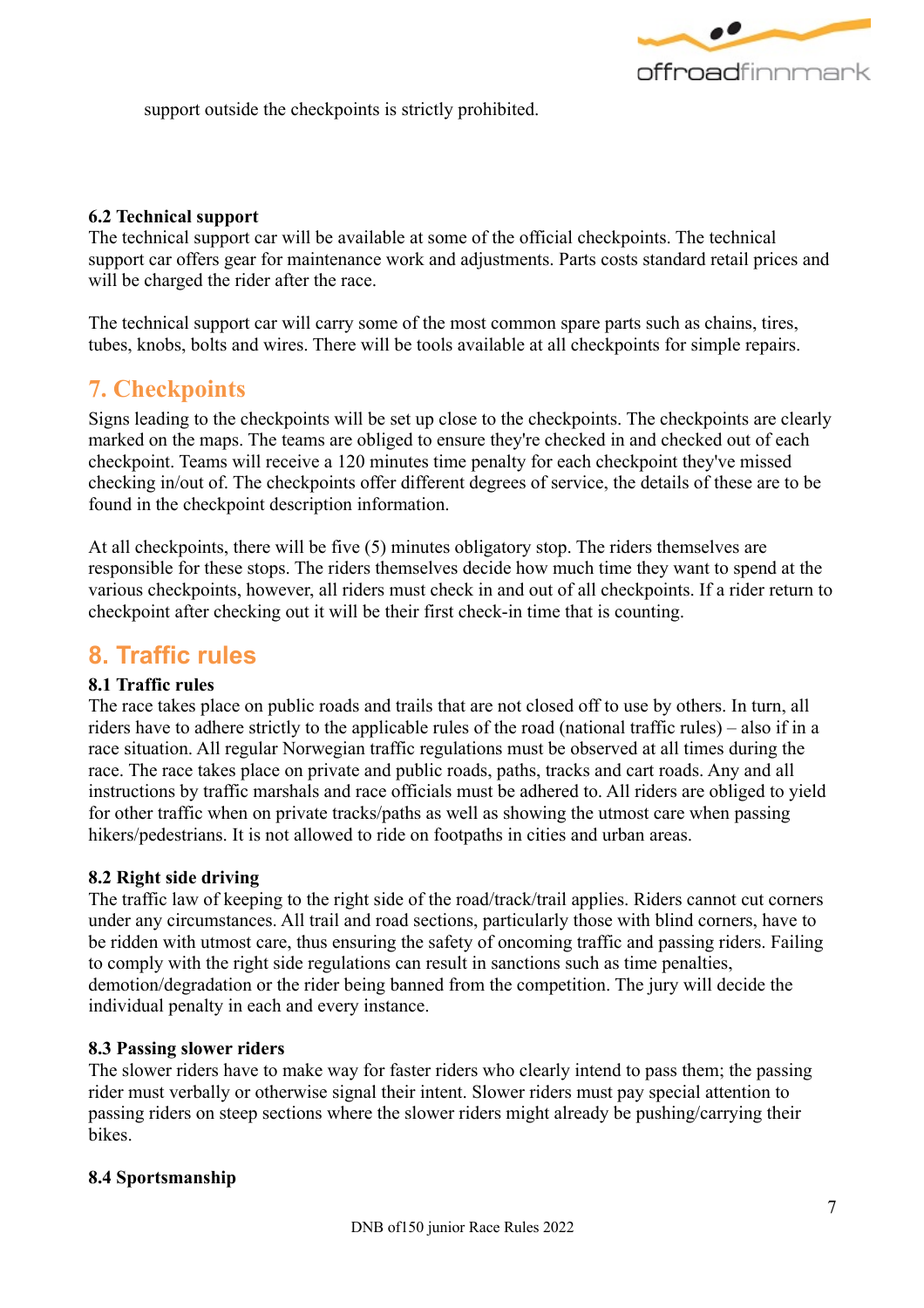support outside the checkpoints is strictly prohibited.

**6.2 Technical support**

The technical support car will be available at some of the official checkpoints. The technical support car offers gear for maintenance work and adjustments. Parts costs standard retail prices and will be charged the rider after the race.

The technical support car will carry some of the most common spare parts such as chains, tires, tubes, knobs, bolts and wires. There will be tools available at all checkpoints for simple repairs.

## 7. Checkpoints

Signs leading to the checkpoints will be set up close to the checkpoints. The checkpoints are clearly marked on the maps. The teams are obliged to ensure they're checked in and checked out of each checkpoint. Teams will receive a 120 minutes time penalty for each checkpoint they've missed checking in/out of. The checkpoints offer different degrees of service, the details of these are to be found in the checkpoint description information.

At all checkpoints, there will be five (5) minutes obligatory stop. The riders themselves are responsible for these stops. The riders themselves decide how much time they want to spend at the various checkpoints, however, all riders must check in and out of all checkpoints. If a rider return to checkpoint after checking out it will be their first check-in time that is counting.

## 8. Traffic rules

**8.1 Traffic rules**

The race takes place on public roads and trails that are not closed off to use by others. In turn, all riders have to adhere strictly to the applicable rules of the road (national traffic rules) – also if in a race situation. All regular Norwegian traffic regulations must be observed at all times during the race. The race takes place on private and public roads, paths, tracks and cart roads. Any and all instructions by traffic marshals and race officials must be adhered to. All riders are obliged to yield for other traffic when on private tracks/paths as well as showing the utmost care when passing hikers/pedestrians. It is not allowed to ride on footpaths in cities and urban areas.

**8.2 Right side driving**

The traffic law of keeping to the right side of the road/track/trail applies. Riders cannot cut corners under any circumstances. All trail and road sections, particularly those with blind corners, have to be ridden with utmost care, thus ensuring the safety of oncoming traffic and passing riders. Failing to comply with the right side regulations can result in sanctions such as time penalties, demotion/degradation or the rider being banned from the competition. The jury will decide the individual penalty in each and every instance.

**8.3 Passing slower riders**

The slower riders have to make way for faster riders who clearly intend to pass them; the passing rider must verbally or otherwise signal their intent. Slower riders must pay special attention to passing riders on steep sections where the slower riders might already be pushing/carrying their bikes.

**8.4 Sportsmanship**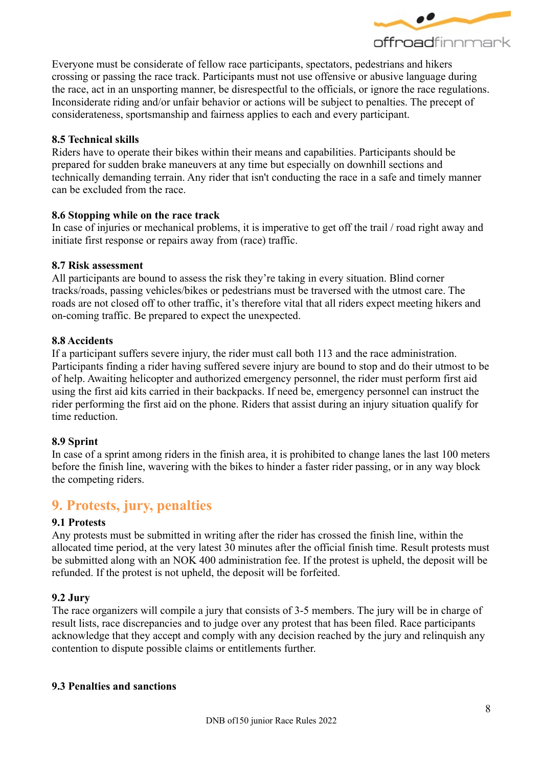Everyone must be considerate of fellow race participants, spectators, pedestrians and hikers crossing or passing the race track. Participants must not use offensive or abusive language during the race, act in an unsporting manner, be disrespectful to the officials, or ignore the race regulations. Inconsiderate riding and/or unfair behavior or actions will be subject to penalties. The precept of considerateness, sportsmanship and fairness applies to each and every participant.

### 8.5 Technical skills

Riders have to operate their bikes within their means and capabilities. Participants should be prepared for sudden brake maneuvers at any time but especially on downhill sections and technically demanding terrain. Any rider that isn't conducting the race in a safe and timely manner can be excluded from the race.

### 8.6 Stopping while on the race track

In case of injuries or mechanical problems, it is imperative to get off the trail / road right away and initiate first response or repairs away from (race) traffic.

### 8.7 Risk assessment

All participants are bound to assess the risk they're taking in every situation. Blind corner tracks/roads, passing vehicles/bikes or pedestrians must be traversed with the utmost care. The roads are not closed off to other traffic, it's therefore vital that all riders expect meeting hikers and on-coming traffic. Be prepared to expect the unexpected.

### 8.8 Accidents

If a participant suffers severe injury, the rider must call both 113 and the race administration. Participants finding a rider having suffered severe injury are bound to stop and do their utmost to be of help. Awaiting helicopter and authorized emergency personnel, the rider must perform first aid using the first aid kits carried in their backpacks. If need be, emergency personnel can instruct the rider performing the first aid on the phone. Riders that assist during an injury situation qualify for time reduction.

### 8.9 Sprint

In case of a sprint among riders in the finish area, it is prohibited to change lanes the last 100 meters before the finish line, wavering with the bikes to hinder a faster rider passing, or in any way block the competing riders.

## 9. Protests, jury, penalties

### 9.1 Protests

Any protests must be submitted in writing after the rider has crossed the finish line, within the allocated time period, at the very latest 30 minutes after the official finish time. Result protests must be submitted along with an NOK 400 administration fee. If the protest is upheld, the deposit will be refunded. If the protest is not upheld, the deposit will be forfeited.

### 9.2 Jury

The race organizers will compile a jury that consists of 3-5 members. The jury will be in charge of result lists, race discrepancies and to judge over any protest that has been filed. Race participants acknowledge that they accept and comply with any decision reached by the jury and relinquish any contention to dispute possible claims or entitlements further.

### 9.3 Penalties and sanctions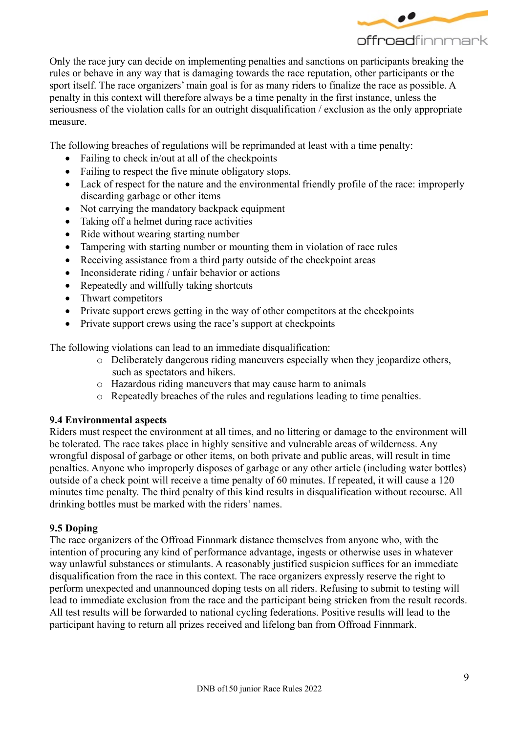Only the race jury can decide on implementing penalties and sanctions on participants breaking the rules or behave in any way that is damaging towards the race reputation, other participants or the sport itself. The race organizers' main goal is for as many riders to finalize the race as possible. A penalty in this context will therefore always be a time penalty in the first instance, unless the seriousness of the violation calls for an outright disqualification / exclusion as the only appropriate measure.

The following breaches of regulations will be reprimanded at least with a time penalty:

- Failing to check in/out at all of the checkpoints
- Failing to respect the five minute obligatory stops.
- Lack of respect for the nature and the environmental friendly profile of the race: improperly discarding garbage or other items
- Not carrying the mandatory backpack equipment
- Taking off a helmet during race activities
- Ride without wearing starting number
- Tampering with starting number or mounting them in violation of race rules
- Receiving assistance from a third party outside of the checkpoint areas
- Inconsiderate riding / unfair behavior or actions
- Repeatedly and willfully taking shortcuts
- Thwart competitors
- Private support crews getting in the way of other competitors at the checkpoints
- Private support crews using the race's support at checkpoints

The following violations can lead to an immediate disqualification:

- Deliberately dangerous riding maneuvers especially when they jeopardize others, such as spectators and hikers.
- Hazardous riding maneuvers that may cause harm to animals
- Repeatedly breaches of the rules and regulations leading to time penalties.

**9.4 Environmental aspects**

Riders must respect the environment at all times, and no littering or damage to the environment will be tolerated. The race takes place in highly sensitive and vulnerable areas of wilderness. Any wrongful disposal of garbage or other items, on both private and public areas, will result in time penalties. Anyone who improperly disposes of garbage or any other article (including water bottles) outside of a check point will receive a time penalty of 60 minutes. If repeated, it will cause a 120 minutes time penalty. The third penalty of this kind results in disqualification without recourse. All drinking bottles must be marked with the riders' names.

**9.5 Doping**

The race organizers of the Offroad Finnmark distance themselves from anyone who, with the intention of procuring any kind of performance advantage, ingests or otherwise uses in whatever way unlawful substances or stimulants. A reasonably justified suspicion suffices for an immediate disqualification from the race in this context. The race organizers expressly reserve the right to perform unexpected and unannounced doping tests on all riders. Refusing to submit to testing will lead to immediate exclusion from the race and the participant being stricken from the result records. All test results will be forwarded to national cycling federations. Positive results will lead to the participant having to return all prizes received and lifelong ban from Offroad Finnmark.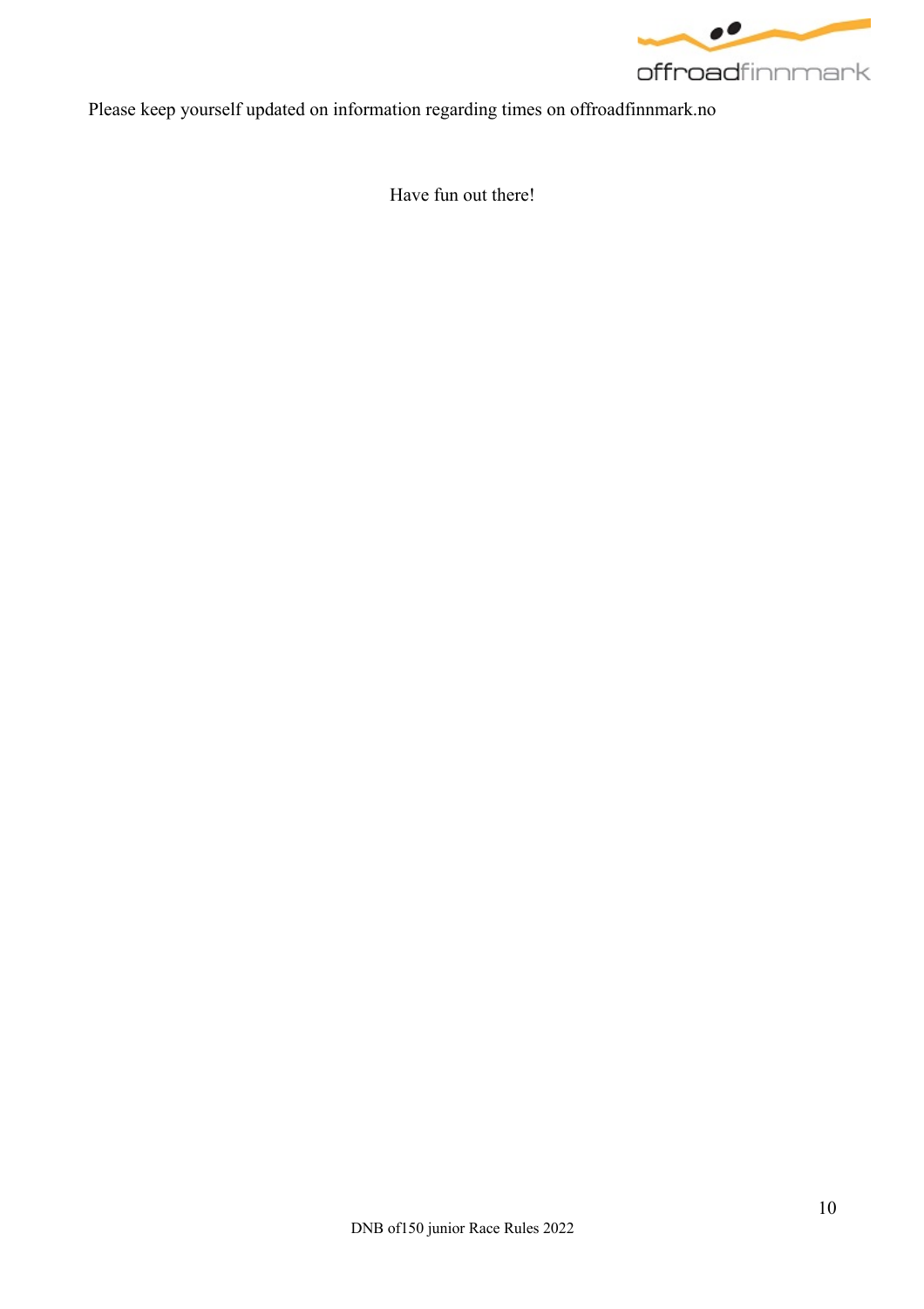Please keep yourself updated on information regarding times on offroadfinnmark.no

Have fun out there!